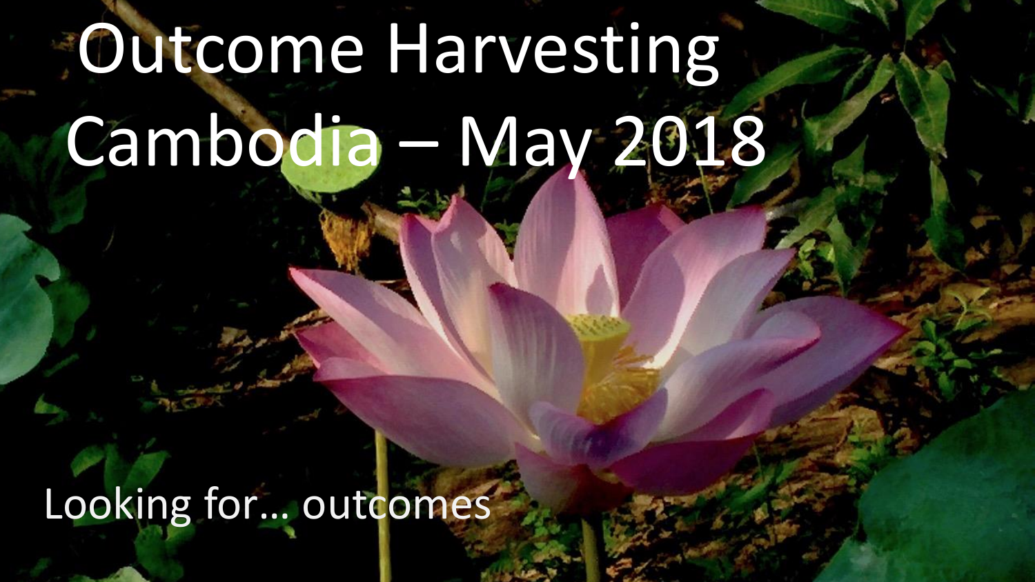# Outcome Harvesting Cambodia – May 2018

Looking for… outcomes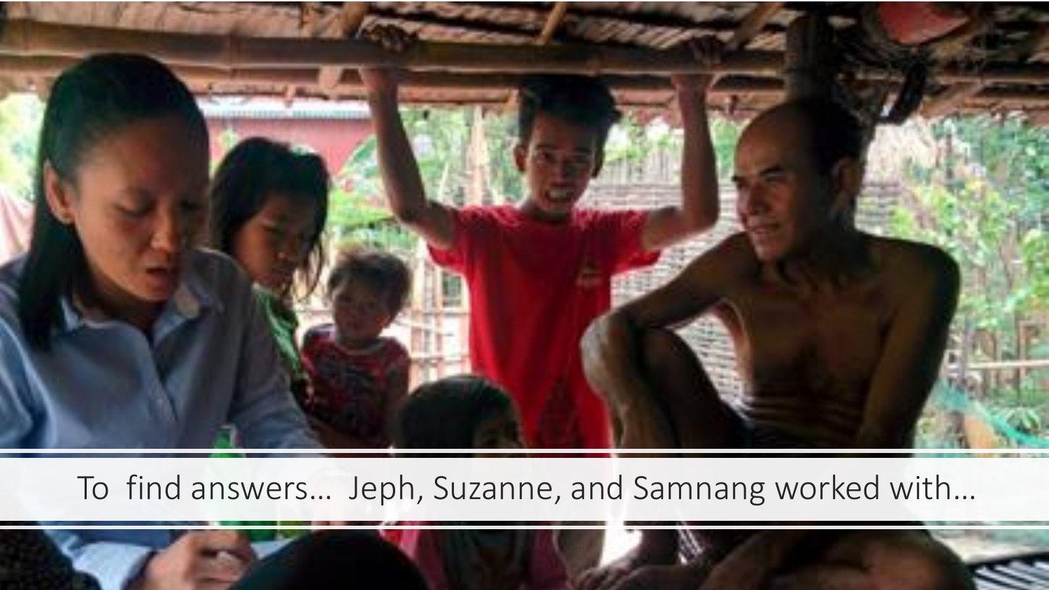To find answers… Jeph, Suzanne, and Samnang worked with…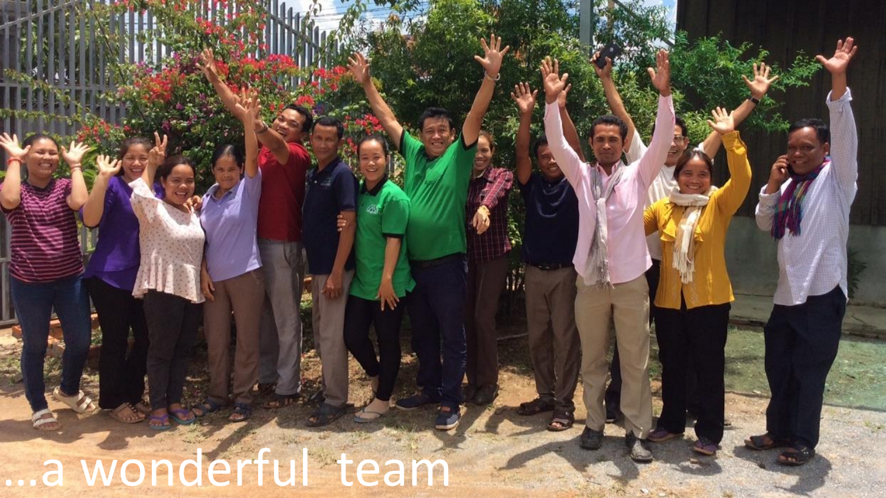…a wonderful team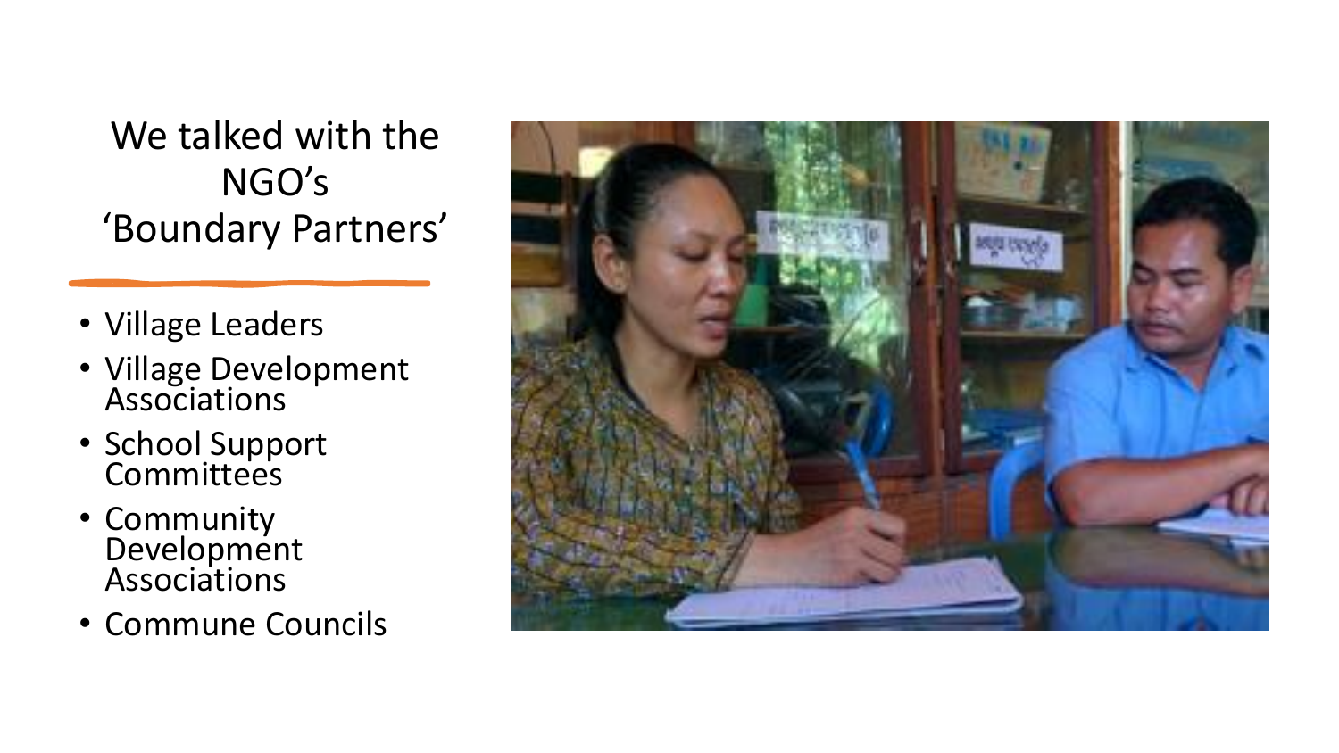# We talked with the NGO's 'Boundary Partners'

- Village Leaders
- Village Development Associations
- School Support Committees
- Community Development Associations
- Commune Councils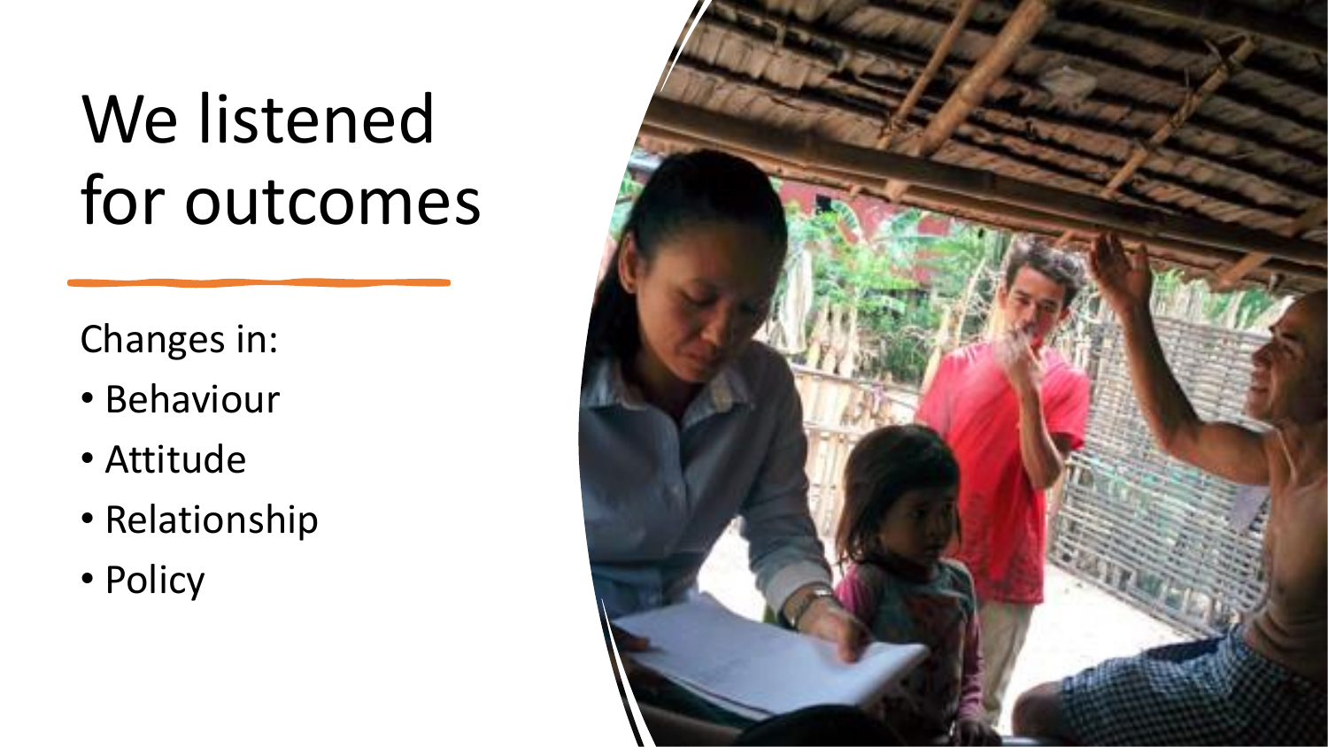# We listened for outcomes

Changes in:

- Behaviour
- Attitude
- Relationship
- Policy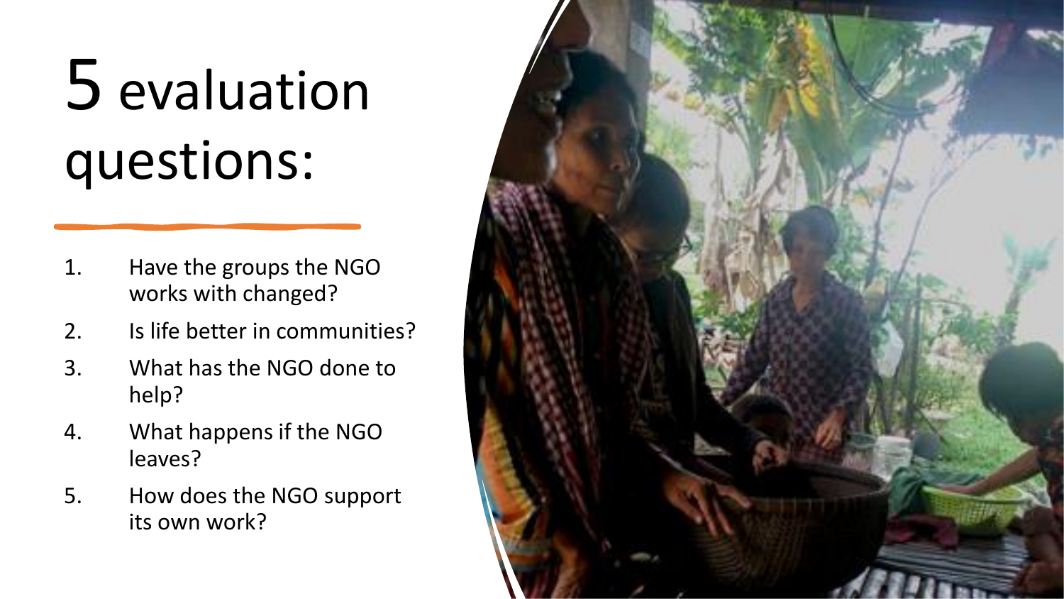# 5 evaluation questions:

1. Have the groups the NGO works with changed?
2. Is life better in communities?
3. What has the NGO done to help?
4. What happens if the NGO leaves?
5. How does the NGO support its own work?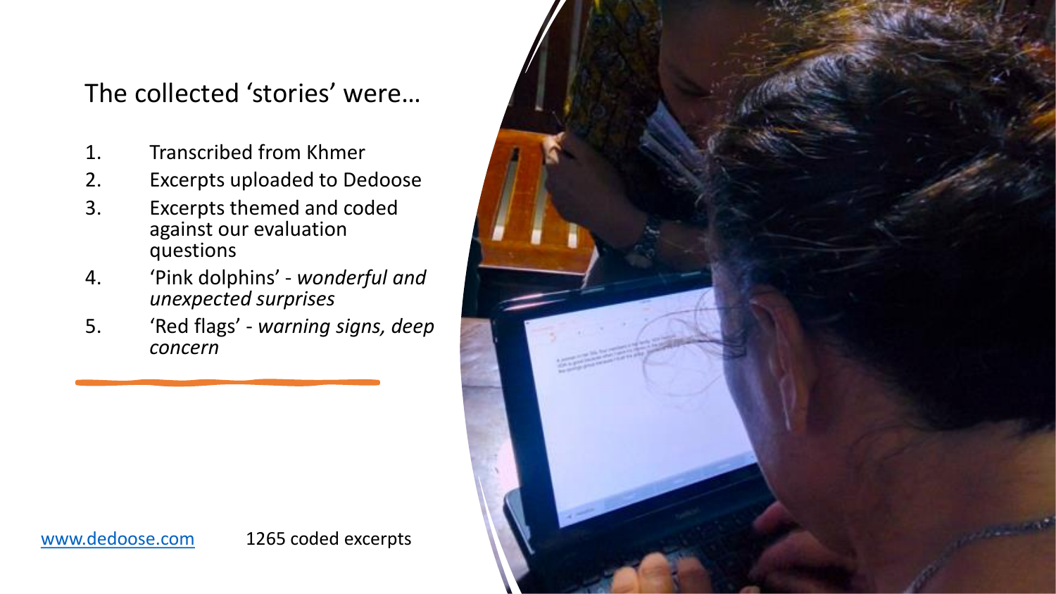# The collected 'stories' were…

1. Transcribed from Khmer
2. Excerpts uploaded to Dedoose
3. Excerpts themed and coded against our evaluation questions
4. 'Pink dolphins' - *wonderful and unexpected surprises*
5. 'Red flags' - *warning signs, deep concern*

[www.dedoose.com](http://www.dedoose.com) 1265 coded excerpts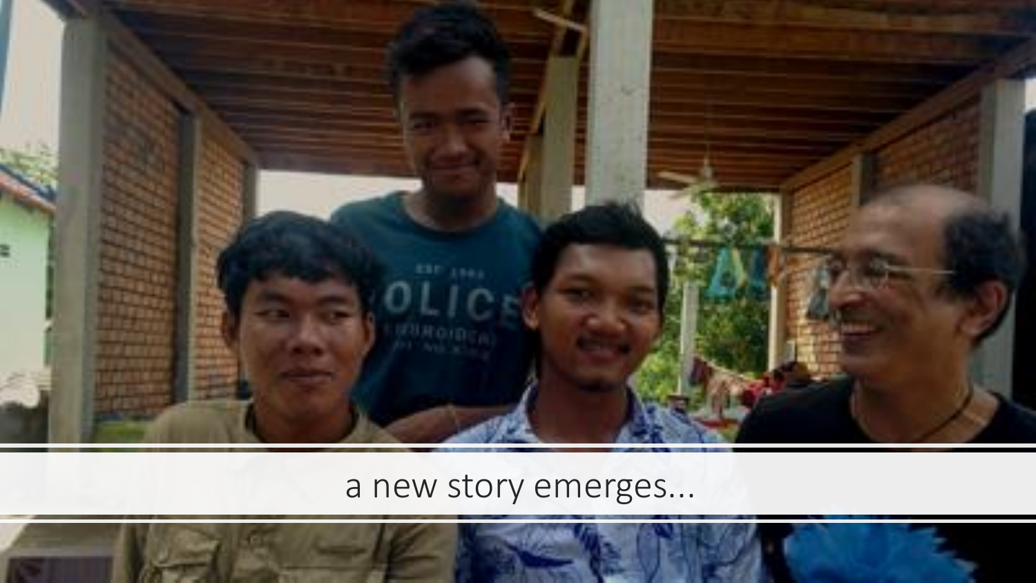a new story emerges...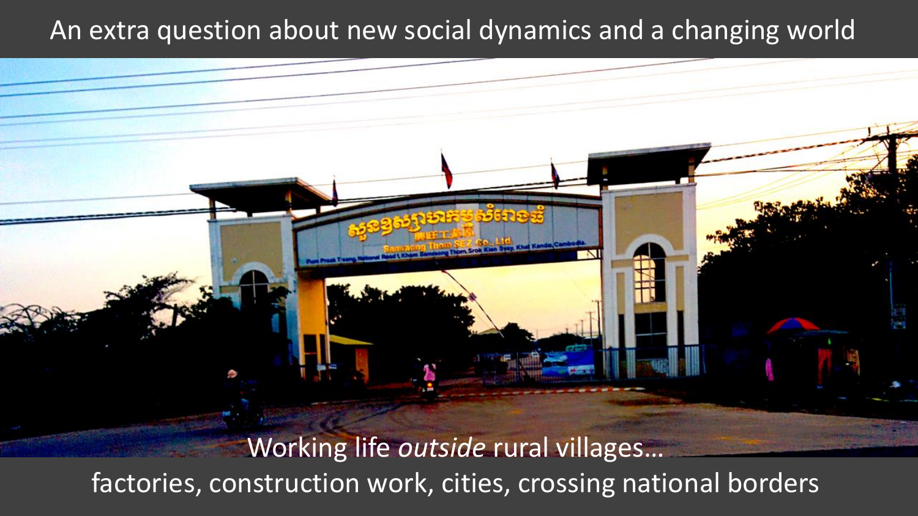# An extra question about new social dynamics and a changing world

Working life *outside* rural villages…

factories, construction work, cities, crossing national borders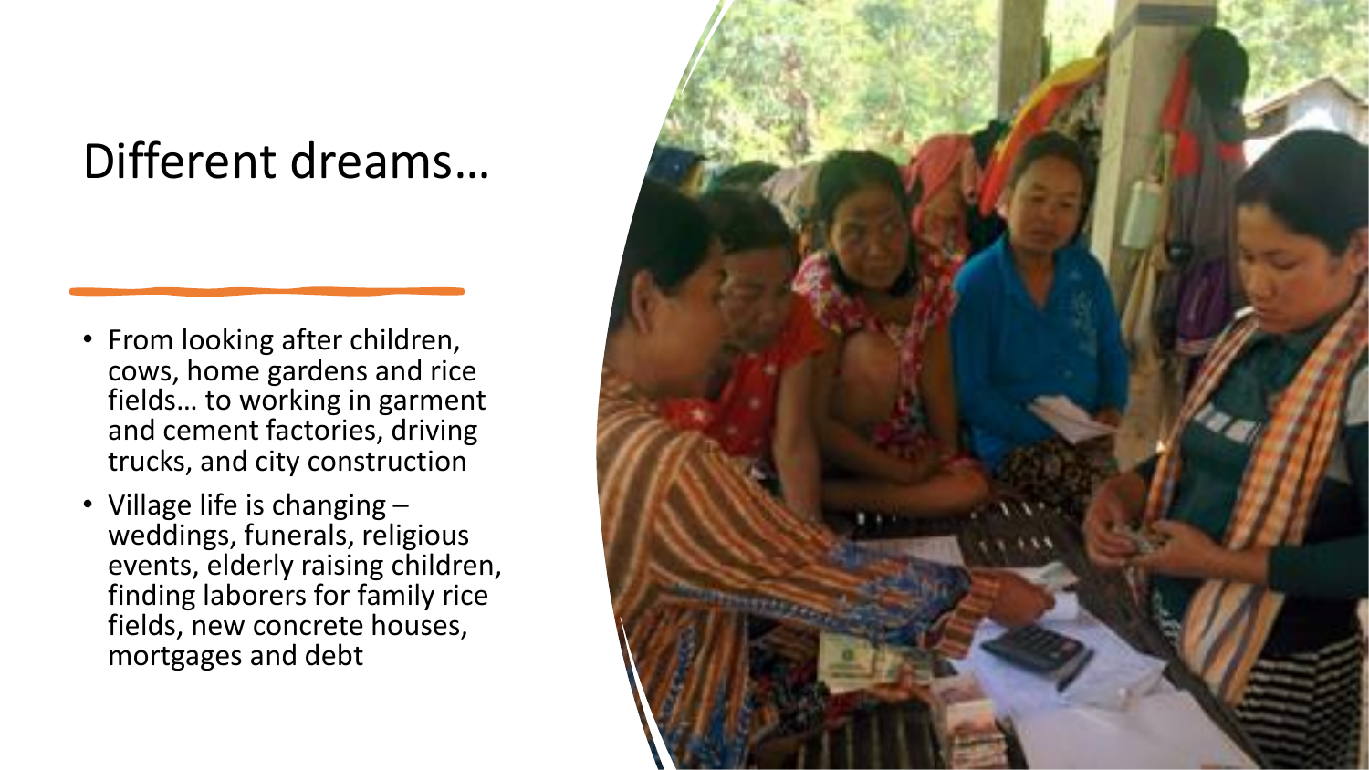# Different dreams…

- From looking after children, cows, home gardens and rice fields… to working in garment and cement factories, driving trucks, and city construction
- Village life is changing – weddings, funerals, religious events, elderly raising children, finding laborers for family rice fields, new concrete houses, mortgages and debt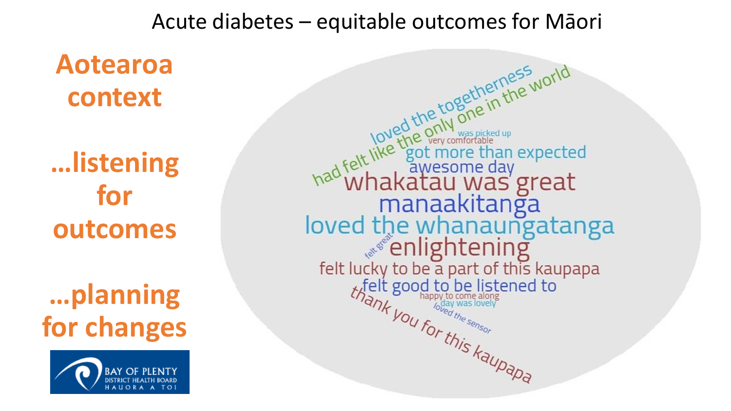# Acute diabetes – equitable outcomes for Māori

**Aotearoa context**

**…listening for outcomes**

**…planning for changes**

loved the togetherness

had felt like the only one in the world

was picked up

very comfortable

got more than expected

awesome day

whakatau was great

manaakitanga

loved the whanaungatanga

felt great

enlightening

felt lucky to be a part of this kaupapa

felt good to be listened to

happy to come along

day was lovely

loved the sensor

thank you for this kaupapa

BAY OF PLENTY DISTRICT HEALTH BOARD HAUORA A TOI